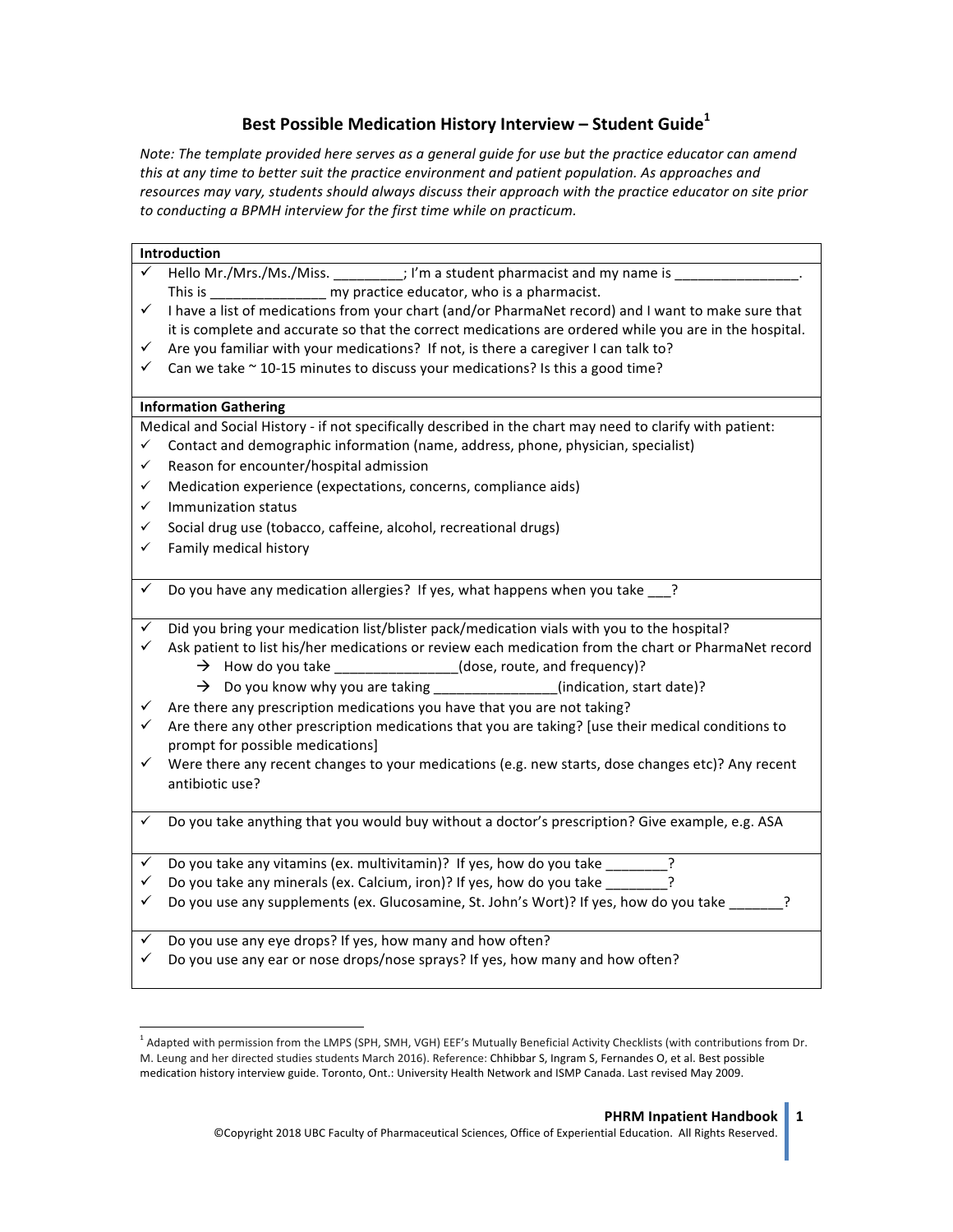# Best Possible Medication History Interview – Student Guide[1]

*Note: The template provided here serves as a general guide for use but the practice educator can amend this at any time to better suit the practice environment and patient population. As approaches and resources may vary, students should always discuss their approach with the practice educator on site prior to conducting a BPMH interview for the first time while on practicum.*

**Introduction**

- ✓ Hello Mr./Mrs./Ms./Miss. _________; I'm a student pharmacist and my name is ________________. This is _______________ my practice educator, who is a pharmacist.
- ✓ I have a list of medications from your chart (and/or PharmaNet record) and I want to make sure that it is complete and accurate so that the correct medications are ordered while you are in the hospital.
- ✓ Are you familiar with your medications? If not, is there a caregiver I can talk to?
- ✓ Can we take ~ 10-15 minutes to discuss your medications? Is this a good time?

**Information Gathering**

Medical and Social History - if not specifically described in the chart may need to clarify with patient:

- ✓ Contact and demographic information (name, address, phone, physician, specialist)
- ✓ Reason for encounter/hospital admission
- ✓ Medication experience (expectations, concerns, compliance aids)
- ✓ Immunization status
- ✓ Social drug use (tobacco, caffeine, alcohol, recreational drugs)
- ✓ Family medical history

---

- ✓ Do you have any medication allergies? If yes, what happens when you take ___?

---

- ✓ Did you bring your medication list/blister pack/medication vials with you to the hospital?
- ✓ Ask patient to list his/her medications or review each medication from the chart or PharmaNet record
  - → How do you take ________________(dose, route, and frequency)?
  - → Do you know why you are taking ________________(indication, start date)?
- ✓ Are there any prescription medications you have that you are not taking?
- ✓ Are there any other prescription medications that you are taking? [use their medical conditions to prompt for possible medications]
- ✓ Were there any recent changes to your medications (e.g. new starts, dose changes etc)? Any recent antibiotic use?

---

- ✓ Do you take anything that you would buy without a doctor's prescription? Give example, e.g. ASA

---

- ✓ Do you take any vitamins (ex. multivitamin)? If yes, how do you take ________?
- ✓ Do you take any minerals (ex. Calcium, iron)? If yes, how do you take ________?
- ✓ Do you use any supplements (ex. Glucosamine, St. John's Wort)? If yes, how do you take _______?

---

- ✓ Do you use any eye drops? If yes, how many and how often?
- ✓ Do you use any ear or nose drops/nose sprays? If yes, how many and how often?

---

[1] Adapted with permission from the LMPS (SPH, SMH, VGH) EEF's Mutually Beneficial Activity Checklists (with contributions from Dr. M. Leung and her directed studies students March 2016). Reference: Chhibbar S, Ingram S, Fernandes O, et al. Best possible medication history interview guide. Toronto, Ont.: University Health Network and ISMP Canada. Last revised May 2009.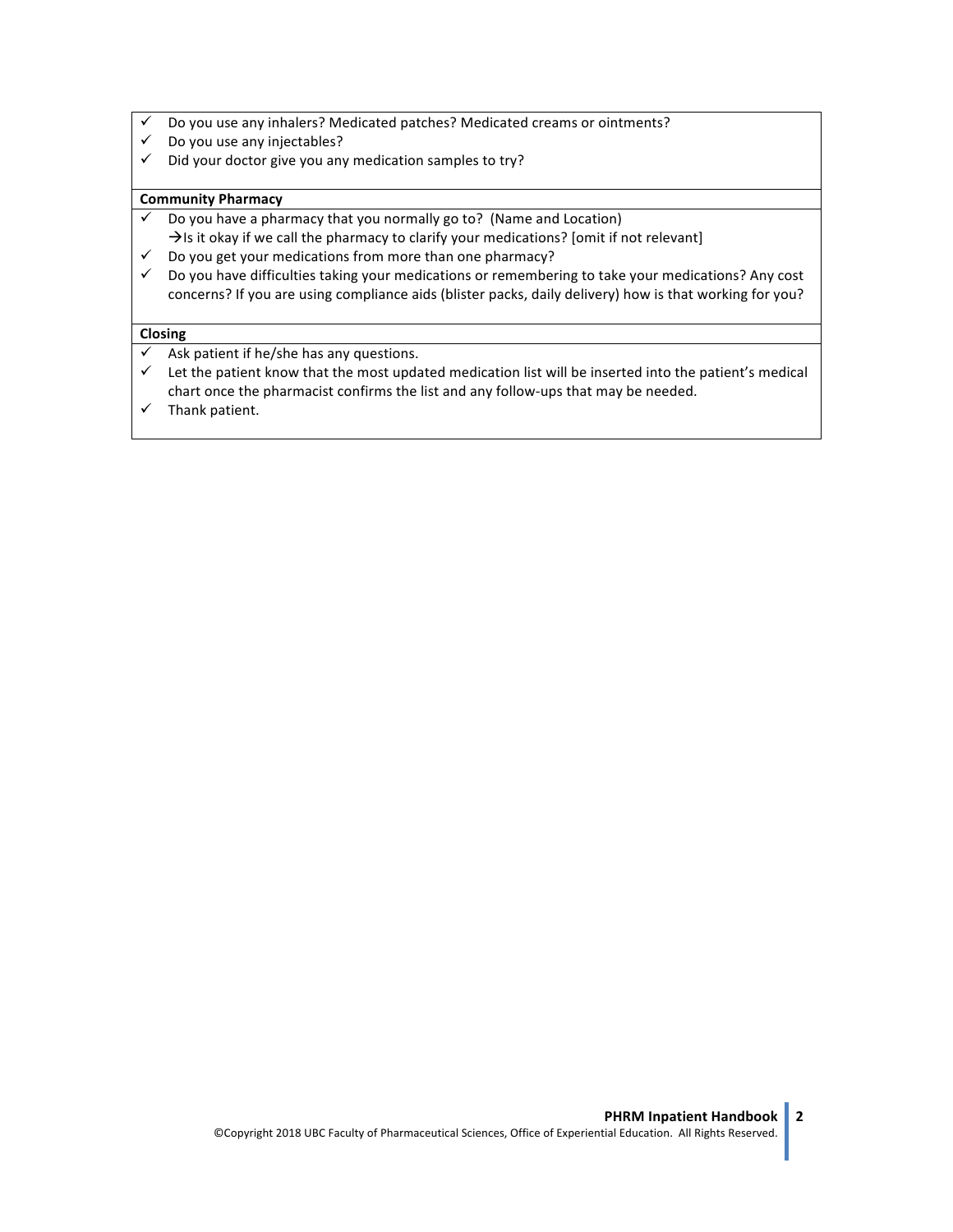- ✓ Do you use any inhalers? Medicated patches? Medicated creams or ointments?
- ✓ Do you use any injectables?
- ✓ Did your doctor give you any medication samples to try?

**Community Pharmacy**

- ✓ Do you have a pharmacy that you normally go to? (Name and Location)
  →Is it okay if we call the pharmacy to clarify your medications? [omit if not relevant]
- ✓ Do you get your medications from more than one pharmacy?
- ✓ Do you have difficulties taking your medications or remembering to take your medications? Any cost concerns? If you are using compliance aids (blister packs, daily delivery) how is that working for you?

**Closing**

- ✓ Ask patient if he/she has any questions.
- ✓ Let the patient know that the most updated medication list will be inserted into the patient's medical chart once the pharmacist confirms the list and any follow-ups that may be needed.
- ✓ Thank patient.

©Copyright 2018 UBC Faculty of Pharmaceutical Sciences, Office of Experiential Education. All Rights Reserved.